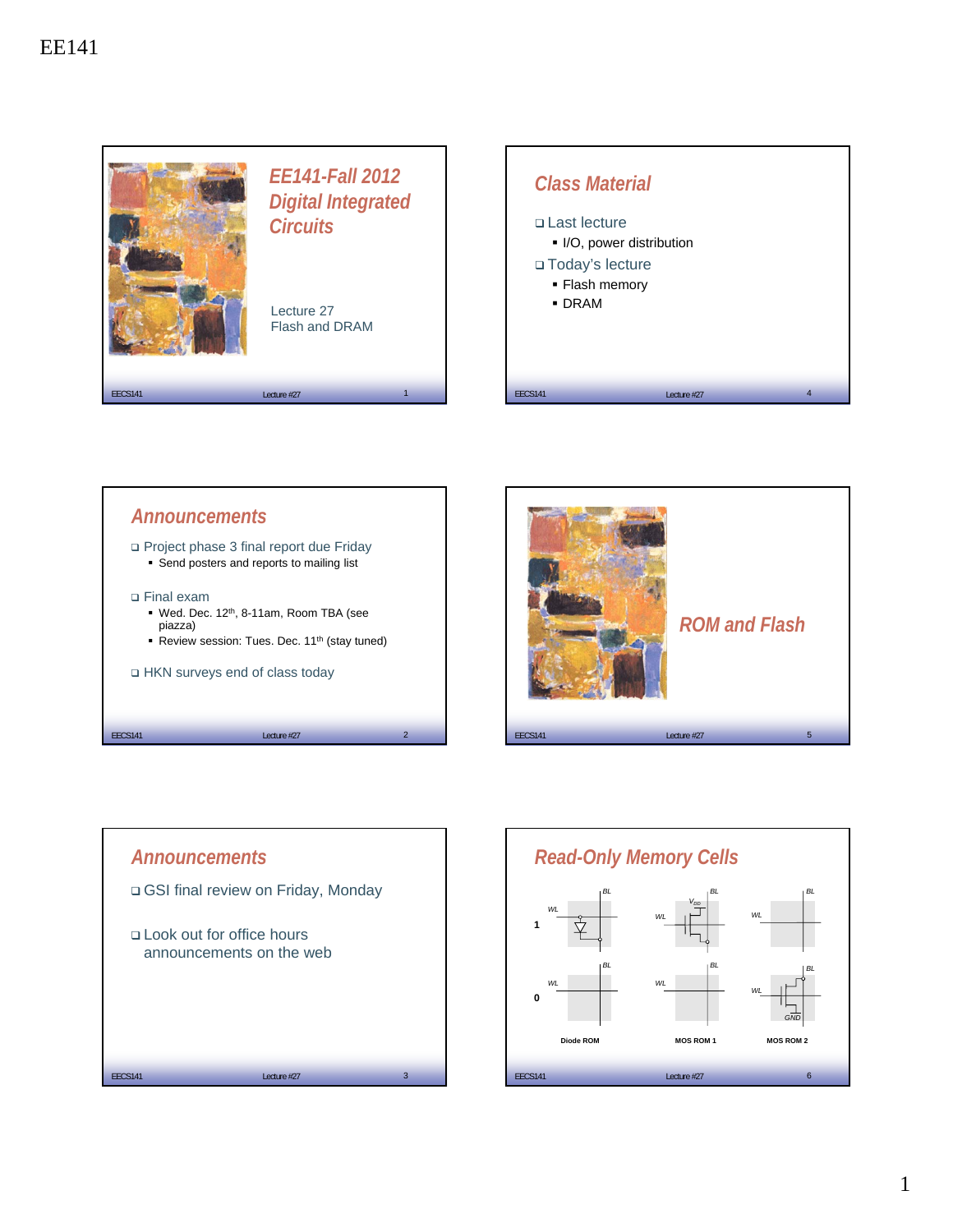EE141

## EE141-Fall 2012 Digital Integrated Circuits

Lecture 27
Flash and DRAM

## Class Material

- Last lecture
  - I/O, power distribution
- Today's lecture
  - Flash memory
  - DRAM

## Announcements

- Project phase 3 final report due Friday
  - Send posters and reports to mailing list
- Final exam
  - Wed. Dec. 12th, 8-11am, Room TBA (see piazza)
  - Review session: Tues. Dec. 11th (stay tuned)
- HKN surveys end of class today

## ROM and Flash

## Announcements

- GSI final review on Friday, Monday
- Look out for office hours announcements on the web

## Read-Only Memory Cells

1

0

WL BL

WL BL $V_{DD}$

WL BL

WL BL

WL BL

WL BL GND

Diode ROM MOS ROM 1 MOS ROM 2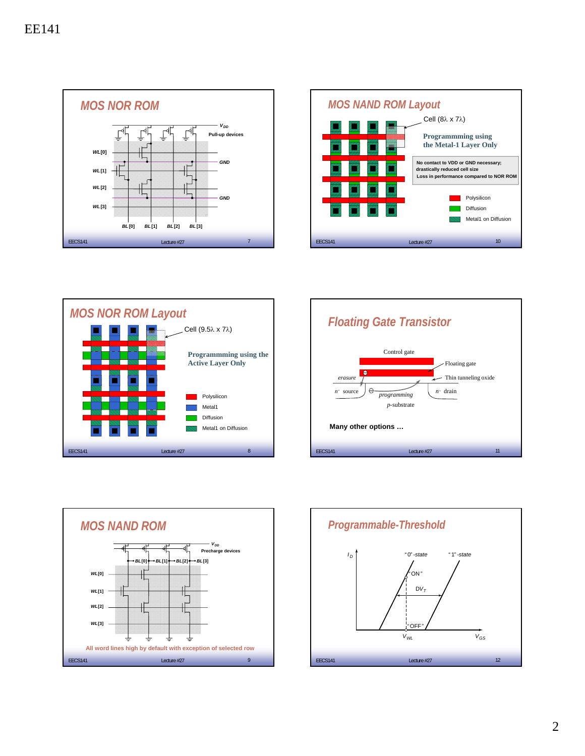## MOS NOR ROM

$V_{DD}$

Pull-up devices

WL[0]

GND

WL[1]

WL[2]

GND

WL[3]

BL[0] BL[1] BL[2] BL[3]

## MOS NAND ROM Layout

Cell (8λ x 7λ)

Programmming using the Metal-1 Layer Only

No contact to VDD or GND necessary; drastically reduced cell size
Loss in performance compared to NOR ROM

- Polysilicon
- Diffusion
- Metal1 on Diffusion

## MOS NOR ROM Layout

Cell (9.5λ x 7λ)

Programmming using the Active Layer Only

- Polysilicon
- Metal1
- Diffusion
- Metal1 on Diffusion

## Floating Gate Transistor

Control gate

Floating gate

erasure

Thin tunneling oxide

$n^+$ source

programming

$n^+$ drain

*p*-substrate

**Many other options …**

## MOS NAND ROM

$V_{DD}$

Precharge devices

BL[0] BL[1] BL[2] BL[3]

WL[0]

WL[1]

WL[2]

WL[3]

All word lines high by default with exception of selected row

## Programmable-Threshold

$I_D$

"0"-state

"1"-state

"ON"

$\Delta V_T$

"OFF"

$V_{WL}$

$V_{GS}$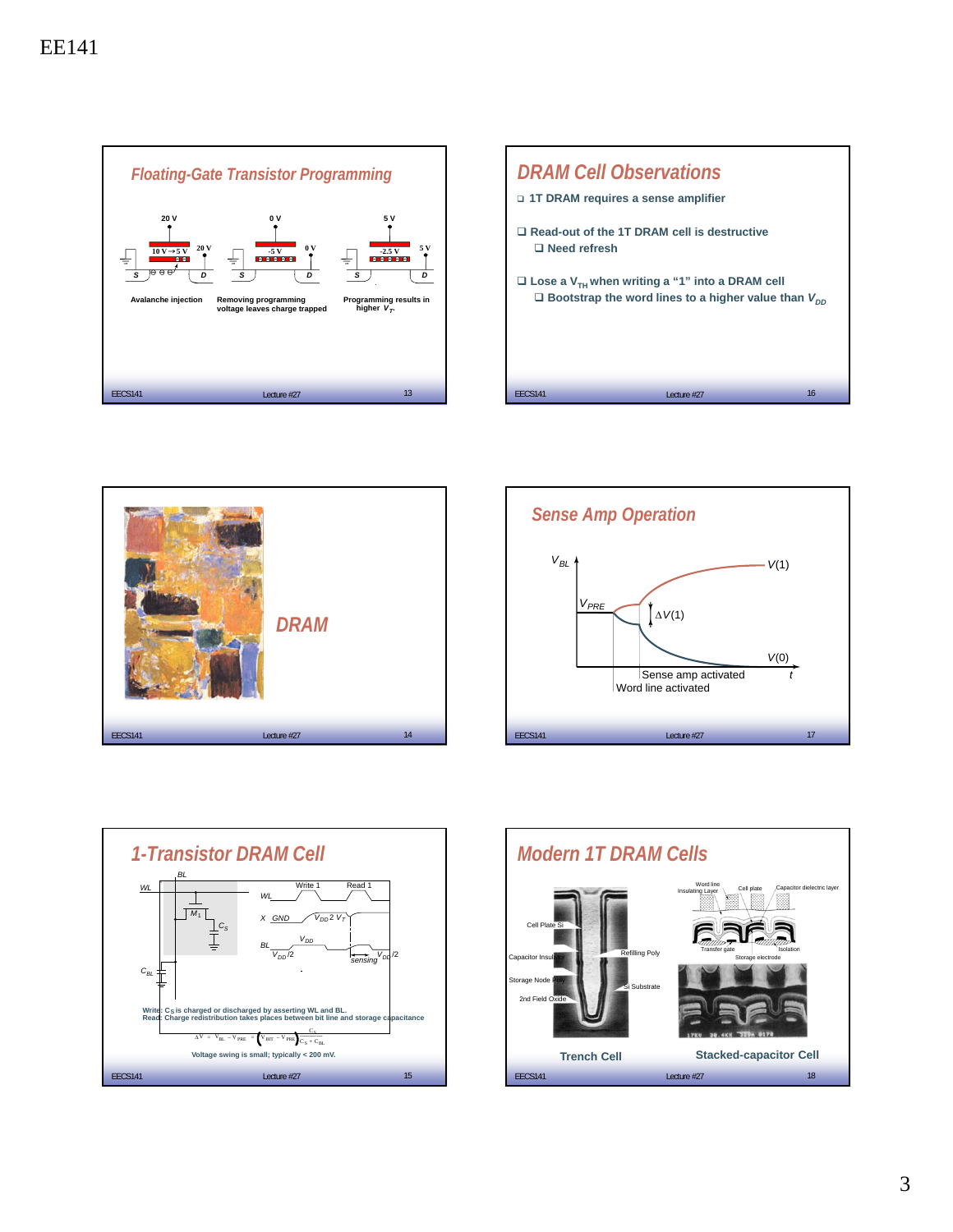## Floating-Gate Transistor Programming

20 V — 10 V → 5 V — 20 V — S — D

0 V — -5 V — 0 V — S — D

5 V — -2.5 V — 5 V — S — D

Avalanche injection

Removing programming voltage leaves charge trapped

Programming results in higher $V_T$.

## DRAM

## 1-Transistor DRAM Cell

BL, WL, $M_1$, $C_S$, $C_{BL}$

Write 1 — Read 1

WL

X — GND — $V_{DD}$ 2 $V_T$

BL — $V_{DD}$ — $V_{DD}/2$ — sensing — $V_{DD}/2$

Write: $C_S$ is charged or discharged by asserting WL and BL.
Read: Charge redistribution takes places between bit line and storage capacitance

$$\Delta V = V_{BL} - V_{PRE} = \left(V_{BIT} - V_{PRE}\right)\frac{C_S}{C_S + C_{BL}}$$

Voltage swing is small; typically < 200 mV.

## DRAM Cell Observations

- 1T DRAM requires a sense amplifier
- Read-out of the 1T DRAM cell is destructive
  - Need refresh
- Lose a $V_{TH}$ when writing a "1" into a DRAM cell
  - Bootstrap the word lines to a higher value than $V_{DD}$

## Sense Amp Operation

$V_{BL}$, $V(1)$, $V_{PRE}$, $\Delta V(1)$, $V(0)$, $t$

Sense amp activated

Word line activated

## Modern 1T DRAM Cells

Cell Plate Si, Capacitor Insulator, Storage Node Poly, 2nd Field Oxide, Refilling Poly, Si Substrate

Word line, Insulating Layer, Cell plate, Capacitor dielectric layer, Transfer gate, Isolation, Storage electrode

Trench Cell

Stacked-capacitor Cell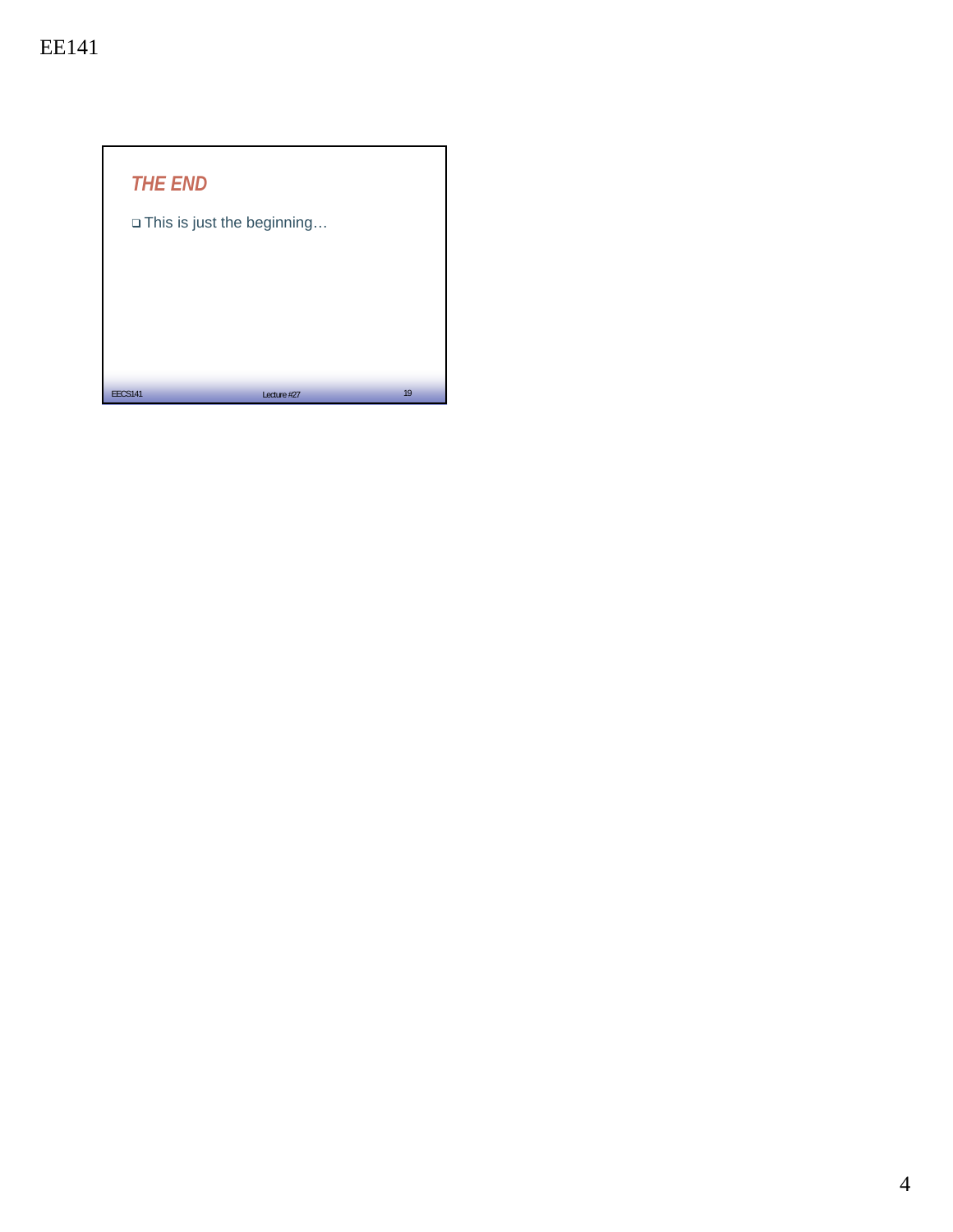## *THE END*

- This is just the beginning…